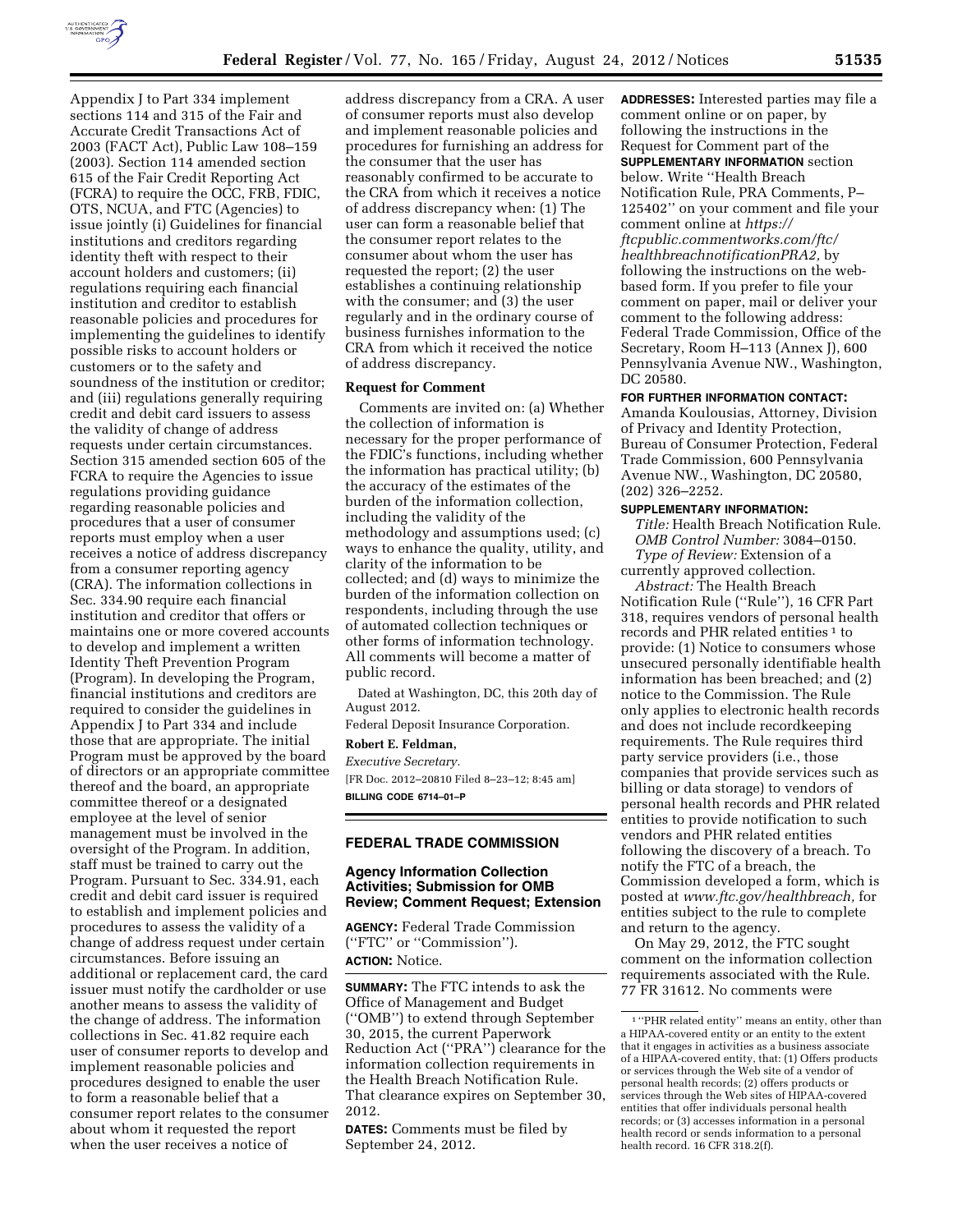Appendix J to Part 334 implement sections 114 and 315 of the Fair and Accurate Credit Transactions Act of 2003 (FACT Act), Public Law 108–159 (2003). Section 114 amended section 615 of the Fair Credit Reporting Act (FCRA) to require the OCC, FRB, FDIC, OTS, NCUA, and FTC (Agencies) to issue jointly (i) Guidelines for financial institutions and creditors regarding identity theft with respect to their account holders and customers; (ii) regulations requiring each financial institution and creditor to establish reasonable policies and procedures for implementing the guidelines to identify possible risks to account holders or customers or to the safety and soundness of the institution or creditor; and (iii) regulations generally requiring credit and debit card issuers to assess the validity of change of address requests under certain circumstances. Section 315 amended section 605 of the FCRA to require the Agencies to issue regulations providing guidance regarding reasonable policies and procedures that a user of consumer reports must employ when a user receives a notice of address discrepancy from a consumer reporting agency (CRA). The information collections in Sec. 334.90 require each financial institution and creditor that offers or maintains one or more covered accounts to develop and implement a written Identity Theft Prevention Program (Program). In developing the Program, financial institutions and creditors are required to consider the guidelines in Appendix J to Part 334 and include those that are appropriate. The initial Program must be approved by the board of directors or an appropriate committee thereof and the board, an appropriate committee thereof or a designated employee at the level of senior management must be involved in the oversight of the Program. In addition, staff must be trained to carry out the Program. Pursuant to Sec. 334.91, each credit and debit card issuer is required to establish and implement policies and procedures to assess the validity of a change of address request under certain circumstances. Before issuing an additional or replacement card, the card issuer must notify the cardholder or use another means to assess the validity of the change of address. The information collections in Sec. 41.82 require each user of consumer reports to develop and implement reasonable policies and procedures designed to enable the user to form a reasonable belief that a consumer report relates to the consumer about whom it requested the report when the user receives a notice of address discrepancy from a CRA. A user of consumer reports must also develop and implement reasonable policies and procedures for furnishing an address for the consumer that the user has reasonably confirmed to be accurate to the CRA from which it receives a notice of address discrepancy when: (1) The user can form a reasonable belief that the consumer report relates to the consumer about whom the user has requested the report; (2) the user establishes a continuing relationship with the consumer; and (3) the user regularly and in the ordinary course of business furnishes information to the CRA from which it received the notice of address discrepancy.

**Request for Comment**

Comments are invited on: (a) Whether the collection of information is necessary for the proper performance of the FDIC's functions, including whether the information has practical utility; (b) the accuracy of the estimates of the burden of the information collection, including the validity of the methodology and assumptions used; (c) ways to enhance the quality, utility, and clarity of the information to be collected; and (d) ways to minimize the burden of the information collection on respondents, including through the use of automated collection techniques or other forms of information technology. All comments will become a matter of public record.

Dated at Washington, DC, this 20th day of August 2012.

Federal Deposit Insurance Corporation.

**Robert E. Feldman,**

*Executive Secretary.*

[FR Doc. 2012–20810 Filed 8–23–12; 8:45 am]

**BILLING CODE 6714–01–P**

## FEDERAL TRADE COMMISSION

### Agency Information Collection Activities; Submission for OMB Review; Comment Request; Extension

**AGENCY:** Federal Trade Commission (''FTC'' or ''Commission'').

**ACTION:** Notice.

**SUMMARY:** The FTC intends to ask the Office of Management and Budget (''OMB'') to extend through September 30, 2015, the current Paperwork Reduction Act (''PRA'') clearance for the information collection requirements in the Health Breach Notification Rule. That clearance expires on September 30, 2012.

**DATES:** Comments must be filed by September 24, 2012.

**ADDRESSES:** Interested parties may file a comment online or on paper, by following the instructions in the Request for Comment part of the **SUPPLEMENTARY INFORMATION** section below. Write ''Health Breach Notification Rule, PRA Comments, P–125402'' on your comment and file your comment online at *https://ftcpublic.commentworks.com/ftc/healthbreachnotificationPRA2,* by following the instructions on the web-based form. If you prefer to file your comment on paper, mail or deliver your comment to the following address: Federal Trade Commission, Office of the Secretary, Room H–113 (Annex J), 600 Pennsylvania Avenue NW., Washington, DC 20580.

**FOR FURTHER INFORMATION CONTACT:** Amanda Koulousias, Attorney, Division of Privacy and Identity Protection, Bureau of Consumer Protection, Federal Trade Commission, 600 Pennsylvania Avenue NW., Washington, DC 20580, (202) 326–2252.

**SUPPLEMENTARY INFORMATION:**

*Title:* Health Breach Notification Rule.

*OMB Control Number:* 3084–0150.

*Type of Review:* Extension of a currently approved collection.

*Abstract:* The Health Breach Notification Rule (''Rule''), 16 CFR Part 318, requires vendors of personal health records and PHR related entities [1] to provide: (1) Notice to consumers whose unsecured personally identifiable health information has been breached; and (2) notice to the Commission. The Rule only applies to electronic health records and does not include recordkeeping requirements. The Rule requires third party service providers (i.e., those companies that provide services such as billing or data storage) to vendors of personal health records and PHR related entities to provide notification to such vendors and PHR related entities following the discovery of a breach. To notify the FTC of a breach, the Commission developed a form, which is posted at *www.ftc.gov/healthbreach,* for entities subject to the rule to complete and return to the agency.

On May 29, 2012, the FTC sought comment on the information collection requirements associated with the Rule. 77 FR 31612. No comments were

[1] ''PHR related entity'' means an entity, other than a HIPAA-covered entity or an entity to the extent that it engages in activities as a business associate of a HIPAA-covered entity, that: (1) Offers products or services through the Web site of a vendor of personal health records; (2) offers products or services through the Web sites of HIPAA-covered entities that offer individuals personal health records; or (3) accesses information in a personal health record or sends information to a personal health record. 16 CFR 318.2(f).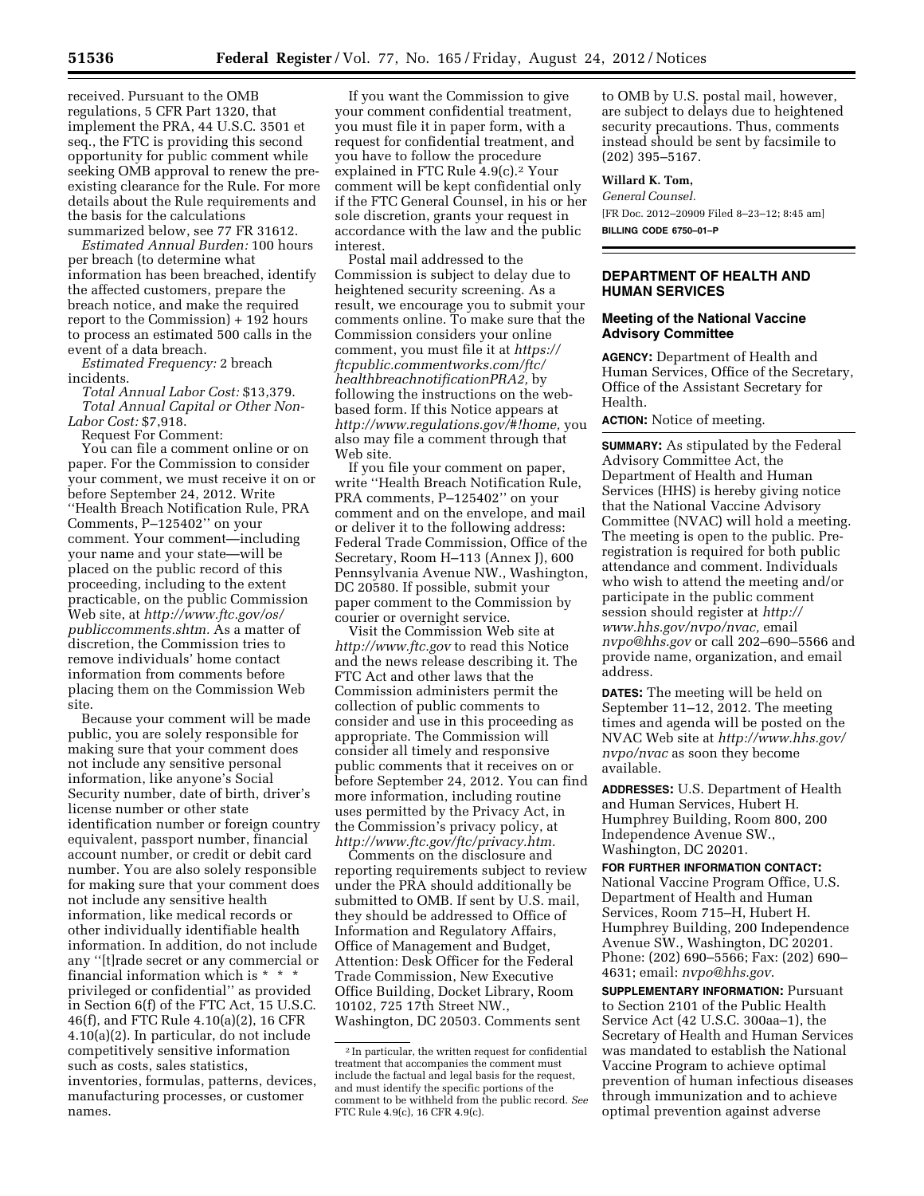received. Pursuant to the OMB regulations, 5 CFR Part 1320, that implement the PRA, 44 U.S.C. 3501 et seq., the FTC is providing this second opportunity for public comment while seeking OMB approval to renew the pre-existing clearance for the Rule. For more details about the Rule requirements and the basis for the calculations summarized below, see 77 FR 31612.

*Estimated Annual Burden:* 100 hours per breach (to determine what information has been breached, identify the affected customers, prepare the breach notice, and make the required report to the Commission) + 192 hours to process an estimated 500 calls in the event of a data breach.

*Estimated Frequency:* 2 breach incidents.

*Total Annual Labor Cost:* $13,379.

*Total Annual Capital or Other Non-Labor Cost:* $7,918.

Request For Comment:

You can file a comment online or on paper. For the Commission to consider your comment, we must receive it on or before September 24, 2012. Write ''Health Breach Notification Rule, PRA Comments, P–125402'' on your comment. Your comment—including your name and your state—will be placed on the public record of this proceeding, including to the extent practicable, on the public Commission Web site, at *http://www.ftc.gov/os/publiccomments.shtm.* As a matter of discretion, the Commission tries to remove individuals' home contact information from comments before placing them on the Commission Web site.

Because your comment will be made public, you are solely responsible for making sure that your comment does not include any sensitive personal information, like anyone's Social Security number, date of birth, driver's license number or other state identification number or foreign country equivalent, passport number, financial account number, or credit or debit card number. You are also solely responsible for making sure that your comment does not include any sensitive health information, like medical records or other individually identifiable health information. In addition, do not include any ''[t]rade secret or any commercial or financial information which is * * * privileged or confidential'' as provided in Section 6(f) of the FTC Act, 15 U.S.C. 46(f), and FTC Rule 4.10(a)(2), 16 CFR 4.10(a)(2). In particular, do not include competitively sensitive information such as costs, sales statistics, inventories, formulas, patterns, devices, manufacturing processes, or customer names.

If you want the Commission to give your comment confidential treatment, you must file it in paper form, with a request for confidential treatment, and you have to follow the procedure explained in FTC Rule 4.9(c).[2] Your comment will be kept confidential only if the FTC General Counsel, in his or her sole discretion, grants your request in accordance with the law and the public interest.

Postal mail addressed to the Commission is subject to delay due to heightened security screening. As a result, we encourage you to submit your comments online. To make sure that the Commission considers your online comment, you must file it at *https://ftcpublic.commentworks.com/ftc/healthbreachnotificationPRA2,* by following the instructions on the web-based form. If this Notice appears at *http://www.regulations.gov/#!home,* you also may file a comment through that Web site.

If you file your comment on paper, write ''Health Breach Notification Rule, PRA comments, P–125402'' on your comment and on the envelope, and mail or deliver it to the following address: Federal Trade Commission, Office of the Secretary, Room H–113 (Annex J), 600 Pennsylvania Avenue NW., Washington, DC 20580. If possible, submit your paper comment to the Commission by courier or overnight service.

Visit the Commission Web site at *http://www.ftc.gov* to read this Notice and the news release describing it. The FTC Act and other laws that the Commission administers permit the collection of public comments to consider and use in this proceeding as appropriate. The Commission will consider all timely and responsive public comments that it receives on or before September 24, 2012. You can find more information, including routine uses permitted by the Privacy Act, in the Commission's privacy policy, at *http://www.ftc.gov/ftc/privacy.htm.*

Comments on the disclosure and reporting requirements subject to review under the PRA should additionally be submitted to OMB. If sent by U.S. mail, they should be addressed to Office of Information and Regulatory Affairs, Office of Management and Budget, Attention: Desk Officer for the Federal Trade Commission, New Executive Office Building, Docket Library, Room 10102, 725 17th Street NW., Washington, DC 20503. Comments sent to OMB by U.S. postal mail, however, are subject to delays due to heightened security precautions. Thus, comments instead should be sent by facsimile to (202) 395–5167.

[2] In particular, the written request for confidential treatment that accompanies the comment must include the factual and legal basis for the request, and must identify the specific portions of the comment to be withheld from the public record. *See* FTC Rule 4.9(c), 16 CFR 4.9(c).

**Willard K. Tom,**

*General Counsel.*

[FR Doc. 2012–20909 Filed 8–23–12; 8:45 am]

**BILLING CODE 6750–01–P**

## DEPARTMENT OF HEALTH AND HUMAN SERVICES

### Meeting of the National Vaccine Advisory Committee

**AGENCY:** Department of Health and Human Services, Office of the Secretary, Office of the Assistant Secretary for Health.

**ACTION:** Notice of meeting.

**SUMMARY:** As stipulated by the Federal Advisory Committee Act, the Department of Health and Human Services (HHS) is hereby giving notice that the National Vaccine Advisory Committee (NVAC) will hold a meeting. The meeting is open to the public. Pre-registration is required for both public attendance and comment. Individuals who wish to attend the meeting and/or participate in the public comment session should register at *http://www.hhs.gov/nvpo/nvac,* email *nvpo@hhs.gov* or call 202–690–5566 and provide name, organization, and email address.

**DATES:** The meeting will be held on September 11–12, 2012. The meeting times and agenda will be posted on the NVAC Web site at *http://www.hhs.gov/nvpo/nvac* as soon they become available.

**ADDRESSES:** U.S. Department of Health and Human Services, Hubert H. Humphrey Building, Room 800, 200 Independence Avenue SW., Washington, DC 20201.

**FOR FURTHER INFORMATION CONTACT:** National Vaccine Program Office, U.S. Department of Health and Human Services, Room 715–H, Hubert H. Humphrey Building, 200 Independence Avenue SW., Washington, DC 20201. Phone: (202) 690–5566; Fax: (202) 690–4631; email: *nvpo@hhs.gov*.

**SUPPLEMENTARY INFORMATION:** Pursuant to Section 2101 of the Public Health Service Act (42 U.S.C. 300aa–1), the Secretary of Health and Human Services was mandated to establish the National Vaccine Program to achieve optimal prevention of human infectious diseases through immunization and to achieve optimal prevention against adverse